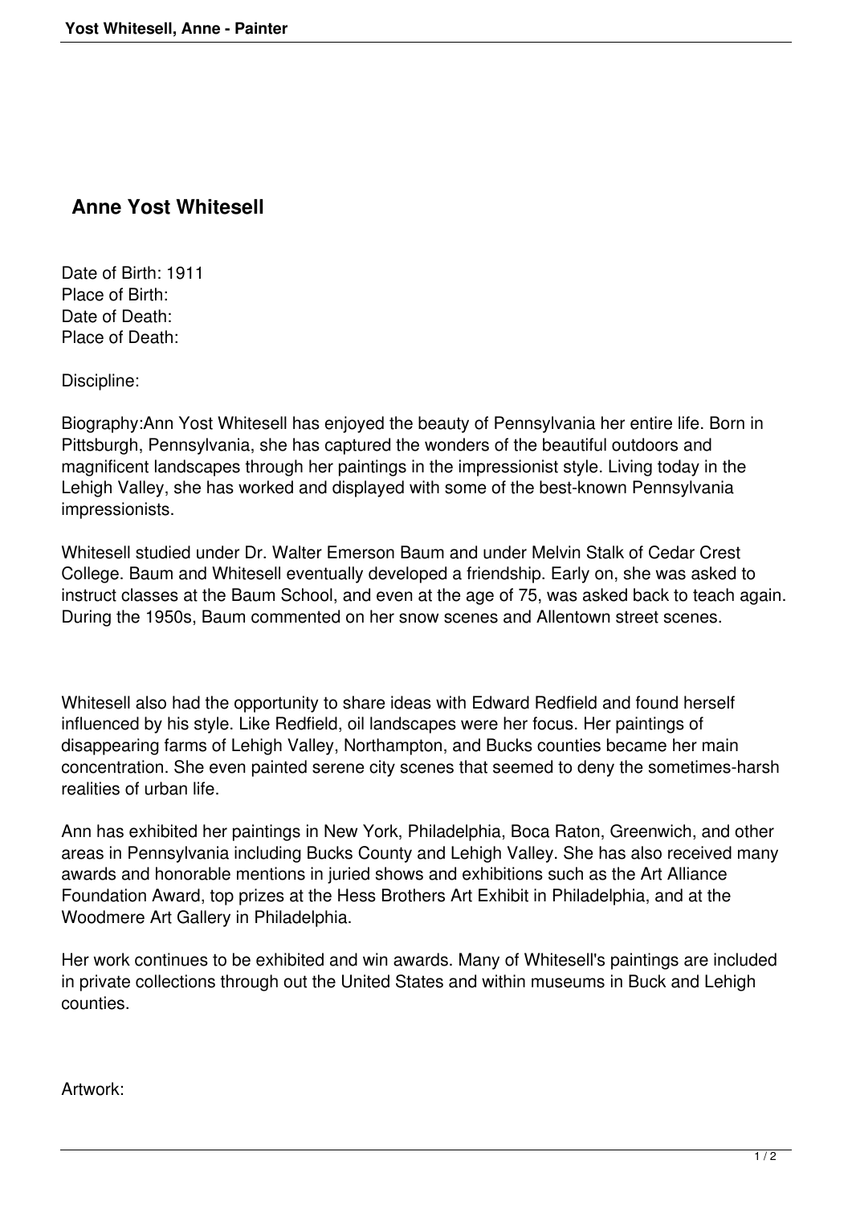# Anne Yost Whitesell

Date of Birth: 1911
Place of Birth:
Date of Death:
Place of Death:

Discipline:

Biography:Ann Yost Whitesell has enjoyed the beauty of Pennsylvania her entire life. Born in Pittsburgh, Pennsylvania, she has captured the wonders of the beautiful outdoors and magnificent landscapes through her paintings in the impressionist style. Living today in the Lehigh Valley, she has worked and displayed with some of the best-known Pennsylvania impressionists.

Whitesell studied under Dr. Walter Emerson Baum and under Melvin Stalk of Cedar Crest College. Baum and Whitesell eventually developed a friendship. Early on, she was asked to instruct classes at the Baum School, and even at the age of 75, was asked back to teach again. During the 1950s, Baum commented on her snow scenes and Allentown street scenes.

Whitesell also had the opportunity to share ideas with Edward Redfield and found herself influenced by his style. Like Redfield, oil landscapes were her focus. Her paintings of disappearing farms of Lehigh Valley, Northampton, and Bucks counties became her main concentration. She even painted serene city scenes that seemed to deny the sometimes-harsh realities of urban life.

Ann has exhibited her paintings in New York, Philadelphia, Boca Raton, Greenwich, and other areas in Pennsylvania including Bucks County and Lehigh Valley. She has also received many awards and honorable mentions in juried shows and exhibitions such as the Art Alliance Foundation Award, top prizes at the Hess Brothers Art Exhibit in Philadelphia, and at the Woodmere Art Gallery in Philadelphia.

Her work continues to be exhibited and win awards. Many of Whitesell's paintings are included in private collections through out the United States and within museums in Buck and Lehigh counties.

Artwork: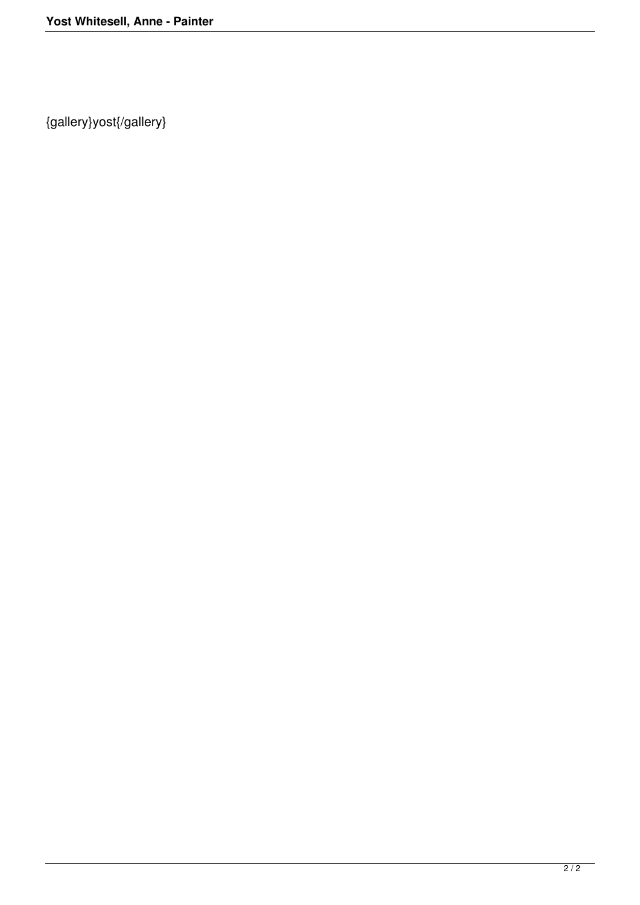{gallery}yost{/gallery}